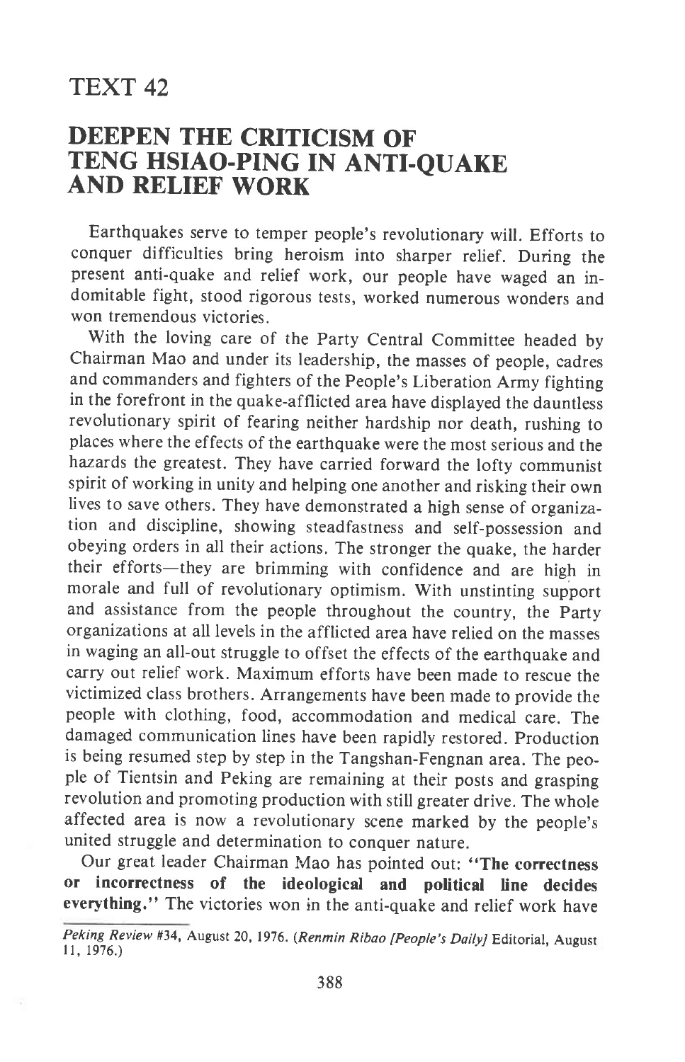## TEXT 42

# DEEPEN THE CRITICISM OF TENG HSIAO-PING IN ANTI-QUAKE AND RELIEF WORK

Earthquakes serve to temper people's revolutionary will. Efforts to conquer difficulties bring heroism into sharper relief. During the present anti-quake and relief work, our people have waged an indomitable fight, stood rigorous tests, worked numerous wonders and won tremendous victories.

With the loving care of the Party Central Committee headed by Chairman Mao and under its leadership, the masses of people, cadres and commanders and fighters of the People's Liberation Army fighting in the forefront in the quake-afflicted area have displayed the dauntless revolutionary spirit of fearing neither hardship nor death, rushing to places where the effects of the earthquake were the most serious and the hazards the greatest. They have carried forward the lofty communist spirit of working in unity and helping one another and risking their own lives to save others. They have demonstrated a high sense of organization and discipline, showing steadfastness and self-possession and obeying orders in all their actions. The stronger the quake, the harder their efforts—they are brimming with confidence and are high in morale and full of revolutionary optimism. With unstinting support and assistance from the people throughout the country, the Party organizations at all levels in the afflicted area have relied on the masses in waging an all-out struggle to offset the effects of the earthquake and carry out relief work. Maximum efforts have been made to rescue the victimized class brothers. Arrangements have been made to provide the people with clothing, food, accommodation and medical care. The damaged communication lines have been rapidly restored. Production is being resumed step by step in the Tangshan-Fengnan area. The people of Tientsin and Peking are remaining at their posts and grasping revolution and promoting production with still greater drive. The whole affected area is now a revolutionary scene marked by the people's united struggle and determination to conquer nature.

Our great leader Chairman Mao has pointed out: "**The correctness or incorrectness of the ideological and political line decides everything.**" The victories won in the anti-quake and relief work have

*Peking Review* #34, August 20, 1976. (*Renmin Ribao [People's Daily]* Editorial, August 11, 1976.)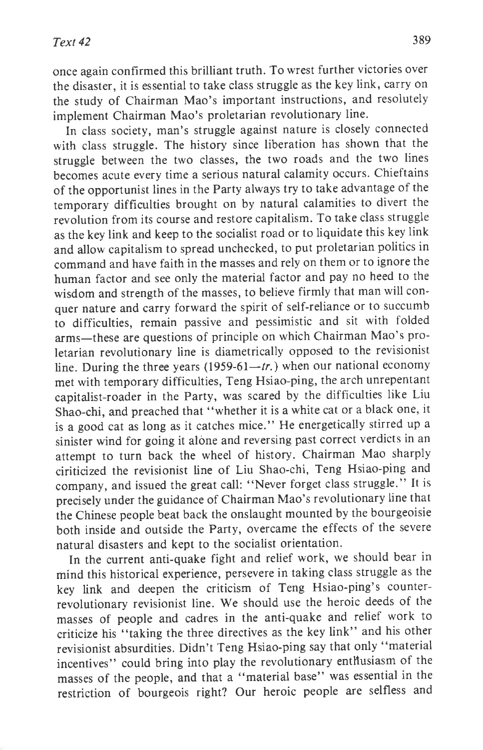once again confirmed this brilliant truth. To wrest further victories over the disaster, it is essential to take class struggle as the key link, carry on the study of Chairman Mao's important instructions, and resolutely implement Chairman Mao's proletarian revolutionary line.

In class society, man's struggle against nature is closely connected with class struggle. The history since liberation has shown that the struggle between the two classes, the two roads and the two lines becomes acute every time a serious natural calamity occurs. Chieftains of the opportunist lines in the Party always try to take advantage of the temporary difficulties brought on by natural calamities to divert the revolution from its course and restore capitalism. To take class struggle as the key link and keep to the socialist road or to liquidate this key link and allow capitalism to spread unchecked, to put proletarian politics in command and have faith in the masses and rely on them or to ignore the human factor and see only the material factor and pay no heed to the wisdom and strength of the masses, to believe firmly that man will conquer nature and carry forward the spirit of self-reliance or to succumb to difficulties, remain passive and pessimistic and sit with folded arms—these are questions of principle on which Chairman Mao's proletarian revolutionary line is diametrically opposed to the revisionist line. During the three years (1959-61—*tr.*) when our national economy met with temporary difficulties, Teng Hsiao-ping, the arch unrepentant capitalist-roader in the Party, was scared by the difficulties like Liu Shao-chi, and preached that "whether it is a white cat or a black one, it is a good cat as long as it catches mice." He energetically stirred up a sinister wind for going it alone and reversing past correct verdicts in an attempt to turn back the wheel of history. Chairman Mao sharply ciriticized the revisionist line of Liu Shao-chi, Teng Hsiao-ping and company, and issued the great call: "Never forget class struggle." It is precisely under the guidance of Chairman Mao's revolutionary line that the Chinese people beat back the onslaught mounted by the bourgeoisie both inside and outside the Party, overcame the effects of the severe natural disasters and kept to the socialist orientation.

In the current anti-quake fight and relief work, we should bear in mind this historical experience, persevere in taking class struggle as the key link and deepen the criticism of Teng Hsiao-ping's counter-revolutionary revisionist line. We should use the heroic deeds of the masses of people and cadres in the anti-quake and relief work to criticize his "taking the three directives as the key link" and his other revisionist absurdities. Didn't Teng Hsiao-ping say that only "material incentives" could bring into play the revolutionary enthusiasm of the masses of the people, and that a "material base" was essential in the restriction of bourgeois right? Our heroic people are selfless and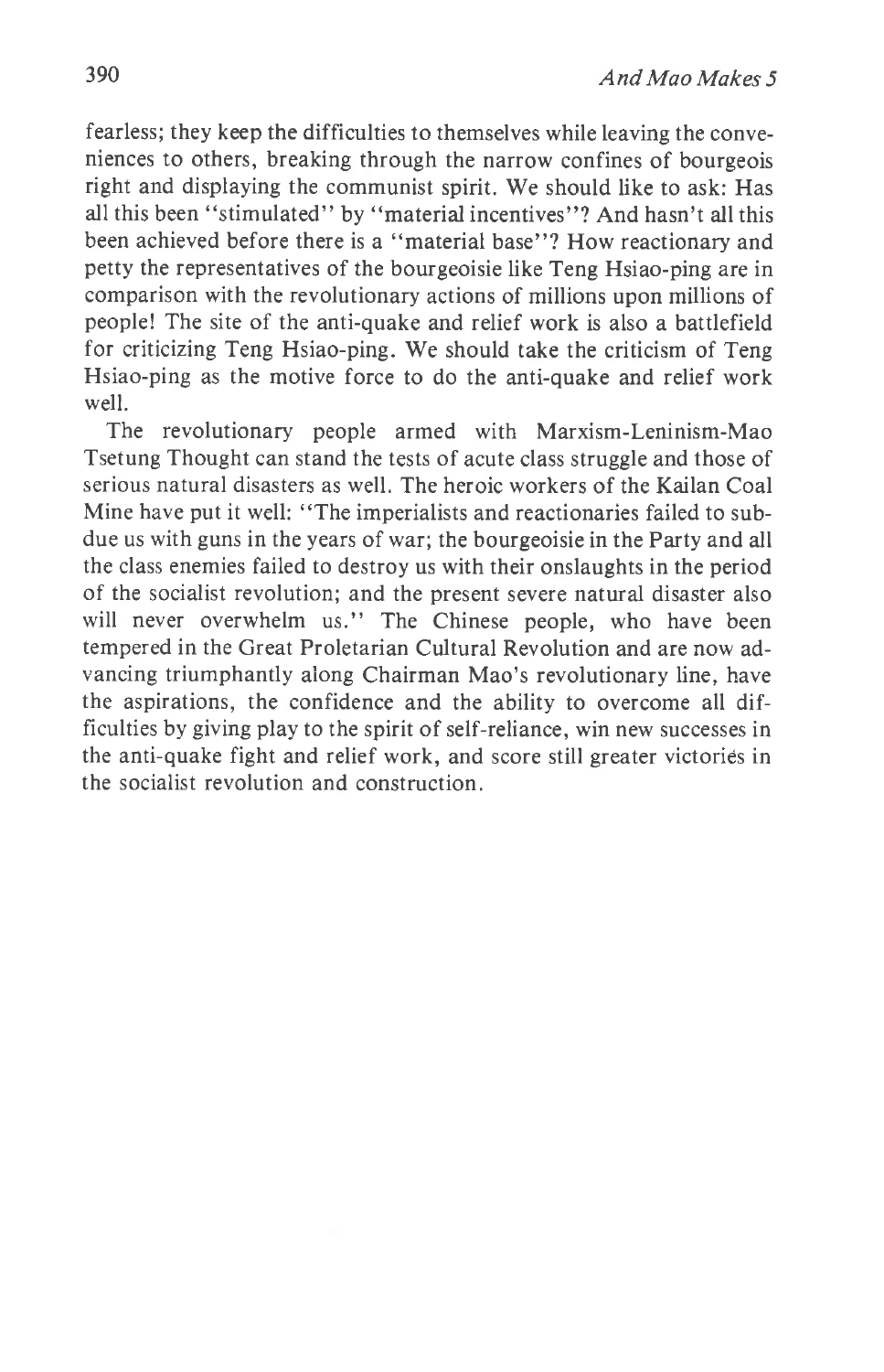fearless; they keep the difficulties to themselves while leaving the conveniences to others, breaking through the narrow confines of bourgeois right and displaying the communist spirit. We should like to ask: Has all this been "stimulated" by "material incentives"? And hasn't all this been achieved before there is a "material base"? How reactionary and petty the representatives of the bourgeoisie like Teng Hsiao-ping are in comparison with the revolutionary actions of millions upon millions of people! The site of the anti-quake and relief work is also a battlefield for criticizing Teng Hsiao-ping. We should take the criticism of Teng Hsiao-ping as the motive force to do the anti-quake and relief work well.

The revolutionary people armed with Marxism-Leninism-Mao Tsetung Thought can stand the tests of acute class struggle and those of serious natural disasters as well. The heroic workers of the Kailan Coal Mine have put it well: "The imperialists and reactionaries failed to subdue us with guns in the years of war; the bourgeoisie in the Party and all the class enemies failed to destroy us with their onslaughts in the period of the socialist revolution; and the present severe natural disaster also will never overwhelm us." The Chinese people, who have been tempered in the Great Proletarian Cultural Revolution and are now advancing triumphantly along Chairman Mao's revolutionary line, have the aspirations, the confidence and the ability to overcome all difficulties by giving play to the spirit of self-reliance, win new successes in the anti-quake fight and relief work, and score still greater victories in the socialist revolution and construction.